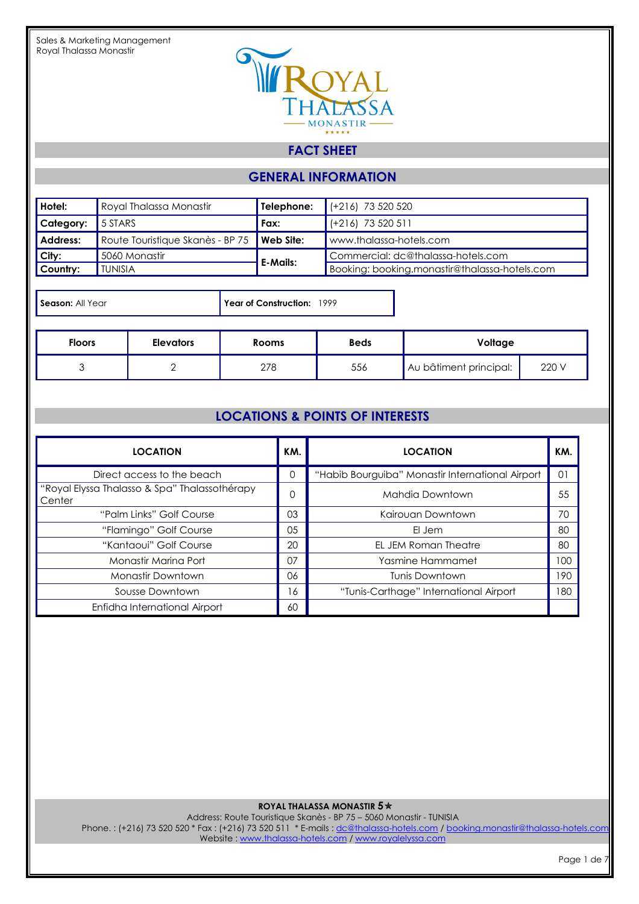Sales & Marketing Management
Royal Thalassa Monastir

# FACT SHEET

## GENERAL INFORMATION

| | | | |
|---|---|---|---|
| **Hotel:** | Royal Thalassa Monastir | **Telephone:** | (+216) 73 520 520 |
| **Category:** | 5 STARS | **Fax:** | (+216) 73 520 511 |
| **Address:** | Route Touristique Skanès - BP 75 | **Web Site:** | www.thalassa-hotels.com |
| **City:** | 5060 Monastir | **E-Mails:** | Commercial: dc@thalassa-hotels.com |
| **Country:** | TUNISIA | | Booking: booking.monastir@thalassa-hotels.com |

| | |
|---|---|
| **Season:** All Year | **Year of Construction:** 1999 |

| Floors | Elevators | Rooms | Beds | Voltage | |
|---|---|---|---|---|---|
| 3 | 2 | 278 | 556 | Au bâtiment principal: | 220 V |

## LOCATIONS & POINTS OF INTERESTS

| LOCATION | KM. | LOCATION | KM. |
|---|---|---|---|
| Direct access to the beach | 0 | "Habib Bourguiba" Monastir International Airport | 01 |
| "Royal Elyssa Thalasso & Spa" Thalassothérapy Center | 0 | Mahdia Downtown | 55 |
| "Palm Links" Golf Course | 03 | Kairouan Downtown | 70 |
| "Flamingo" Golf Course | 05 | El Jem | 80 |
| "Kantaoui" Golf Course | 20 | EL JEM Roman Theatre | 80 |
| Monastir Marina Port | 07 | Yasmine Hammamet | 100 |
| Monastir Downtown | 06 | Tunis Downtown | 190 |
| Sousse Downtown | 16 | "Tunis-Carthage" International Airport | 180 |
| Enfidha International Airport | 60 | | |

**ROYAL THALASSA MONASTIR 5★**
Address: Route Touristique Skanès - BP 75 – 5060 Monastir - TUNISIA
Phone. : (+216) 73 520 520 * Fax : (+216) 73 520 511 * E-mails : dc@thalassa-hotels.com / booking.monastir@thalassa-hotels.com
Website : www.thalassa-hotels.com / www.royalelyssa.com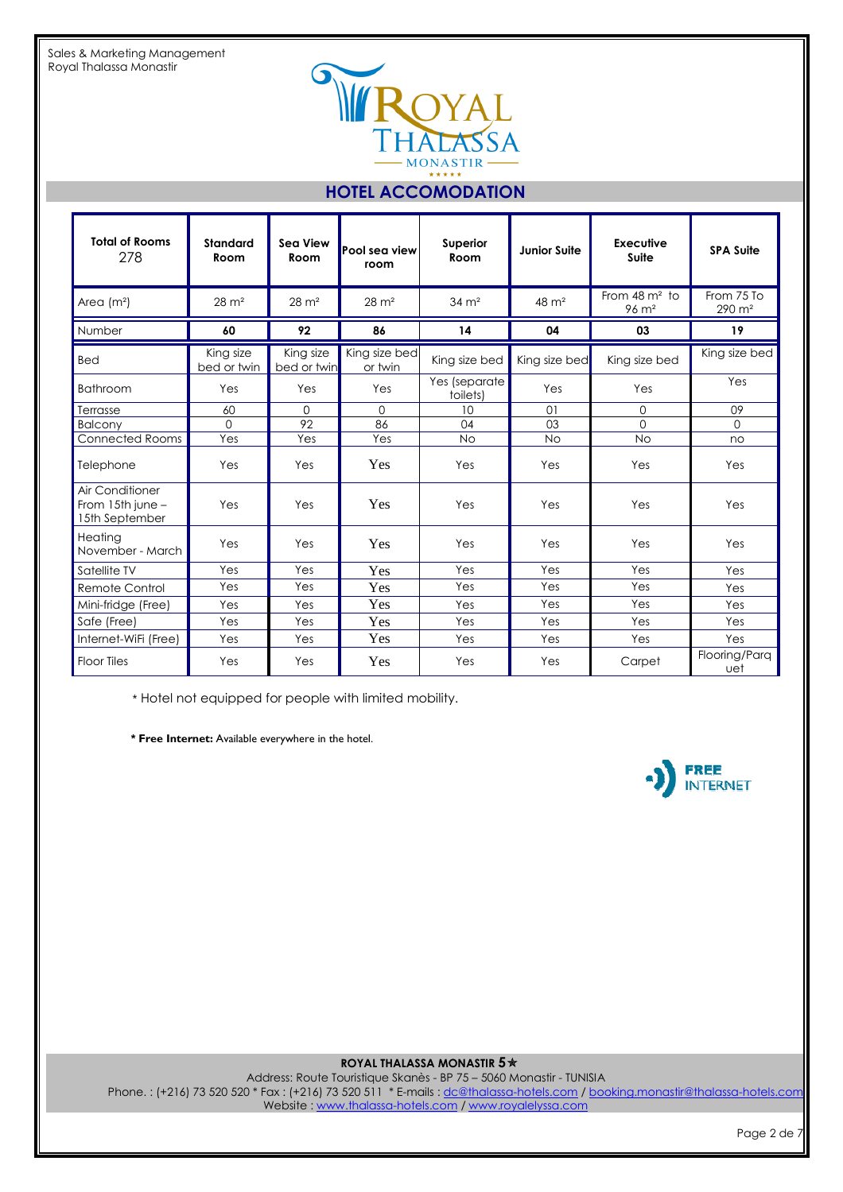Sales & Marketing Management
Royal Thalassa Monastir

## HOTEL ACCOMODATION

| Total of Rooms 278 | Standard Room | Sea View Room | Pool sea view room | Superior Room | Junior Suite | Executive Suite | SPA Suite |
|---|---|---|---|---|---|---|---|
| Area (m²) | 28 m² | 28 m² | 28 m² | 34 m² | 48 m² | From 48 m² to 96 m² | From 75 To 290 m² |
| Number | **60** | **92** | **86** | **14** | **04** | **03** | **19** |
| Bed | King size bed or twin | King size bed or twin | King size bed or twin | King size bed | King size bed | King size bed | King size bed |
| Bathroom | Yes | Yes | Yes | Yes (separate toilets) | Yes | Yes | Yes |
| Terrasse | 60 | 0 | 0 | 10 | 01 | 0 | 09 |
| Balcony | 0 | 92 | 86 | 04 | 03 | 0 | 0 |
| Connected Rooms | Yes | Yes | Yes | No | No | No | no |
| Telephone | Yes | Yes | Yes | Yes | Yes | Yes | Yes |
| Air Conditioner From 15th june – 15th September | Yes | Yes | Yes | Yes | Yes | Yes | Yes |
| Heating November - March | Yes | Yes | Yes | Yes | Yes | Yes | Yes |
| Satellite TV | Yes | Yes | Yes | Yes | Yes | Yes | Yes |
| Remote Control | Yes | Yes | Yes | Yes | Yes | Yes | Yes |
| Mini-fridge (Free) | Yes | Yes | Yes | Yes | Yes | Yes | Yes |
| Safe (Free) | Yes | Yes | Yes | Yes | Yes | Yes | Yes |
| Internet-WiFi (Free) | Yes | Yes | Yes | Yes | Yes | Yes | Yes |
| Floor Tiles | Yes | Yes | Yes | Yes | Yes | Carpet | Flooring/Parquet |

* Hotel not equipped for people with limited mobility.

**\* Free Internet:** Available everywhere in the hotel.

FREE INTERNET

**ROYAL THALASSA MONASTIR 5★**
Address: Route Touristique Skanès - BP 75 – 5060 Monastir - TUNISIA
Phone. : (+216) 73 520 520 * Fax : (+216) 73 520 511 * E-mails : dc@thalassa-hotels.com / booking.monastir@thalassa-hotels.com
Website : www.thalassa-hotels.com / www.royalelyssa.com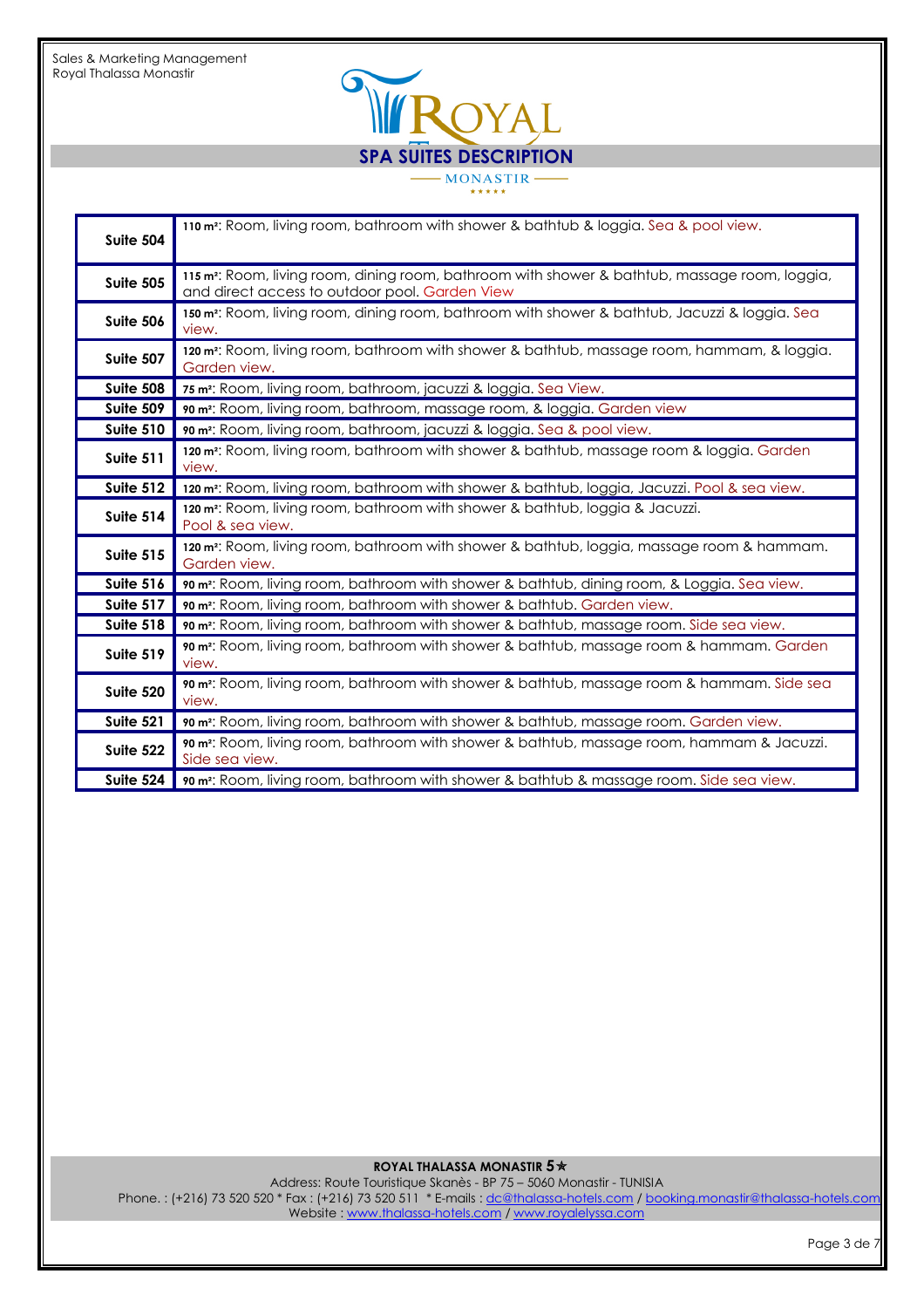## SPA SUITES DESCRIPTION

| | |
|---|---|
| **Suite 504** | **110 m²**: Room, living room, bathroom with shower & bathtub & loggia. Sea & pool view. |
| **Suite 505** | **115 m²**: Room, living room, dining room, bathroom with shower & bathtub, massage room, loggia, and direct access to outdoor pool. Garden View |
| **Suite 506** | **150 m²**: Room, living room, dining room, bathroom with shower & bathtub, Jacuzzi & loggia. Sea view. |
| **Suite 507** | **120 m²**: Room, living room, bathroom with shower & bathtub, massage room, hammam, & loggia. Garden view. |
| **Suite 508** | **75 m²**: Room, living room, bathroom, jacuzzi & loggia. Sea View. |
| **Suite 509** | **90 m²**: Room, living room, bathroom, massage room, & loggia. Garden view |
| **Suite 510** | **90 m²**: Room, living room, bathroom, jacuzzi & loggia. Sea & pool view. |
| **Suite 511** | **120 m²**: Room, living room, bathroom with shower & bathtub, massage room & loggia. Garden view. |
| **Suite 512** | **120 m²**: Room, living room, bathroom with shower & bathtub, loggia, Jacuzzi. Pool & sea view. |
| **Suite 514** | **120 m²**: Room, living room, bathroom with shower & bathtub, loggia & Jacuzzi. Pool & sea view. |
| **Suite 515** | **120 m²**: Room, living room, bathroom with shower & bathtub, loggia, massage room & hammam. Garden view. |
| **Suite 516** | **90 m²**: Room, living room, bathroom with shower & bathtub, dining room, & Loggia. Sea view. |
| **Suite 517** | **90 m²**: Room, living room, bathroom with shower & bathtub. Garden view. |
| **Suite 518** | **90 m²**: Room, living room, bathroom with shower & bathtub, massage room. Side sea view. |
| **Suite 519** | **90 m²**: Room, living room, bathroom with shower & bathtub, massage room & hammam. Garden view. |
| **Suite 520** | **90 m²**: Room, living room, bathroom with shower & bathtub, massage room & hammam. Side sea view. |
| **Suite 521** | **90 m²**: Room, living room, bathroom with shower & bathtub, massage room. Garden view. |
| **Suite 522** | **90 m²**: Room, living room, bathroom with shower & bathtub, massage room, hammam & Jacuzzi. Side sea view. |
| **Suite 524** | **90 m²**: Room, living room, bathroom with shower & bathtub & massage room. Side sea view. |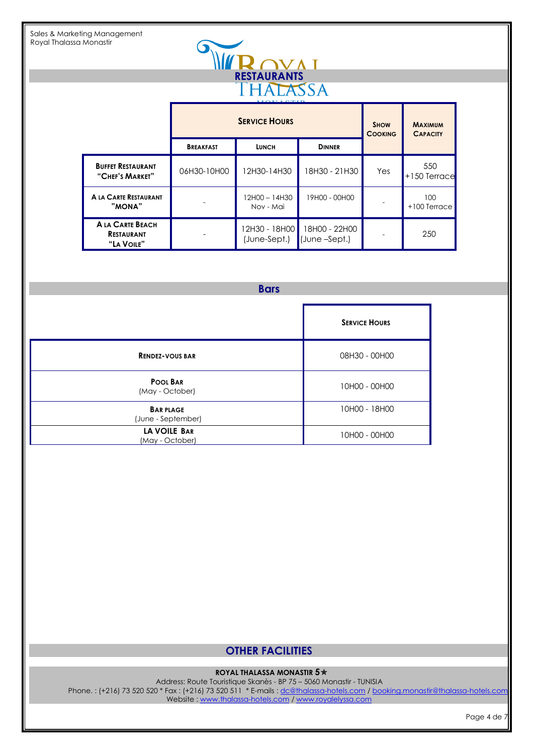## RESTAURANTS

| | Service Hours | | | Show Cooking | Maximum Capacity |
|---|---|---|---|---|---|
| | Breakfast | Lunch | Dinner | | |
| **Buffet Restaurant "Chef's Market"** | 06H30-10H00 | 12H30-14H30 | 18H30 - 21H30 | Yes | 550 +150 Terrace |
| **A la Carte Restaurant "MONA"** | - | 12H00 – 14H30 Nov - Mai | 19H00 - 00H00 | - | 100 +100 Terrace |
| **A la Carte Beach Restaurant "La Voile"** | - | 12H30 - 18H00 (June-Sept.) | 18H00 - 22H00 (June –Sept.) | - | 250 |

## Bars

| | Service Hours |
|---|---|
| **Rendez-vous bar** | 08H30 - 00H00 |
| **Pool Bar** (May - October) | 10H00 - 00H00 |
| **Bar plage** (June - September) | 10H00 - 18H00 |
| **LA VOILE Bar** (May - October) | 10H00 - 00H00 |

## OTHER FACILITIES

**ROYAL THALASSA MONASTIR 5★**
Address: Route Touristique Skanès - BP 75 – 5060 Monastir - TUNISIA
Phone. : (+216) 73 520 520 * Fax : (+216) 73 520 511 * E-mails : dc@thalassa-hotels.com / booking.monastir@thalassa-hotels.com
Website : www.thalassa-hotels.com / www.royalelyssa.com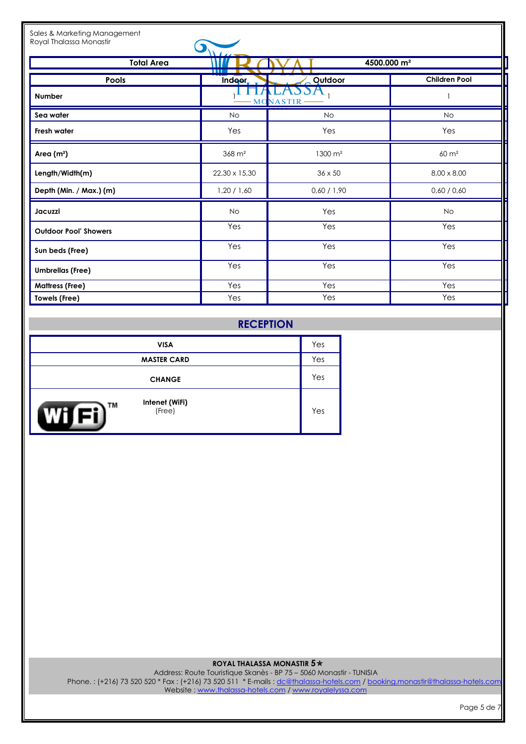| Total Area | 4500.000 m² |
|---|---|

| Pools | Indoor | Outdoor | Children Pool |
|---|---|---|---|
| Number | 1 | 1 | 1 |
| Sea water | No | No | No |
| Fresh water | Yes | Yes | Yes |
| Area (m²) | 368 m² | 1300 m² | 60 m² |
| Length/Width(m) | 22,30 x 15,30 | 36 x 50 | 8,00 x 8,00 |
| Depth (Min. / Max.) (m) | 1,20 / 1,60 | 0,60 / 1,90 | 0,60 / 0,60 |
| Jacuzzi | No | Yes | No |
| Outdoor Pool' Showers | Yes | Yes | Yes |
| Sun beds (Free) | Yes | Yes | Yes |
| Umbrellas (Free) | Yes | Yes | Yes |
| Mattress (Free) | Yes | Yes | Yes |
| Towels (Free) | Yes | Yes | Yes |

## RECEPTION

| | |
|---|---|
| VISA | Yes |
| MASTER CARD | Yes |
| CHANGE | Yes |
| Intenet (WiFi) (Free) | Yes |

**ROYAL THALASSA MONASTIR 5★**

Address: Route Touristique Skanès - BP 75 – 5060 Monastir - TUNISIA

Phone. : (+216) 73 520 520 * Fax : (+216) 73 520 511 * E-mails : dc@thalassa-hotels.com / booking.monastir@thalassa-hotels.com

Website : www.thalassa-hotels.com / www.royalelyssa.com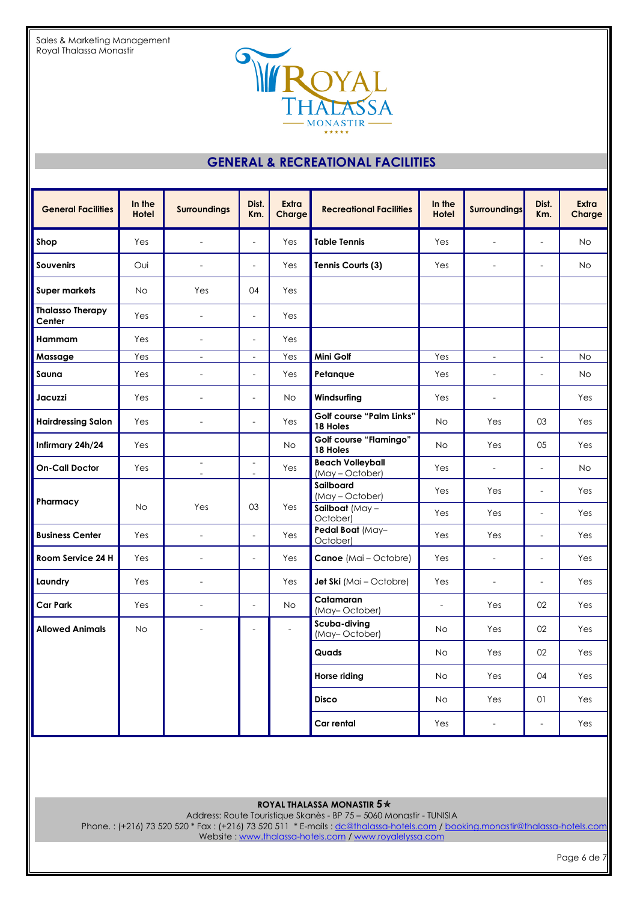Sales & Marketing Management
Royal Thalassa Monastir

ROYAL THALASSA MONASTIR ★★★★★

## GENERAL & RECREATIONAL FACILITIES

| General Facilities | In the Hotel | Surroundings | Dist. Km. | Extra Charge | Recreational Facilities | In the Hotel | Surroundings | Dist. Km. | Extra Charge |
|---|---|---|---|---|---|---|---|---|---|
| **Shop** | Yes | - | - | Yes | **Table Tennis** | Yes | - | - | No |
| **Souvenirs** | Oui | - | - | Yes | **Tennis Courts (3)** | Yes | - | - | No |
| **Super markets** | No | Yes | 04 | Yes | | | | | |
| **Thalasso Therapy Center** | Yes | - | - | Yes | | | | | |
| **Hammam** | Yes | - | - | Yes | | | | | |
| **Massage** | Yes | - | - | Yes | **Mini Golf** | Yes | - | - | No |
| **Sauna** | Yes | - | - | Yes | **Petanque** | Yes | - | - | No |
| **Jacuzzi** | Yes | - | - | No | **Windsurfing** | Yes | - | | Yes |
| **Hairdressing Salon** | Yes | - | - | Yes | **Golf course "Palm Links" 18 Holes** | No | Yes | 03 | Yes |
| **Infirmary 24h/24** | Yes | | | No | **Golf course "Flamingo" 18 Holes** | No | Yes | 05 | Yes |
| **On-Call Doctor** | Yes | - - | - - | Yes | **Beach Volleyball** (May – October) | Yes | - | - | No |
| **Pharmacy** | No | Yes | 03 | Yes | **Sailboard** (May – October) | Yes | Yes | - | Yes |
| | | | | | **Sailboat** (May – October) | Yes | Yes | - | Yes |
| **Business Center** | Yes | - | - | Yes | **Pedal Boat** (May– October) | Yes | Yes | - | Yes |
| **Room Service 24 H** | Yes | - | - | Yes | **Canoe** (Mai – Octobre) | Yes | - | - | Yes |
| **Laundry** | Yes | - | | Yes | **Jet Ski** (Mai – Octobre) | Yes | - | - | Yes |
| **Car Park** | Yes | - | - | No | **Catamaran** (May– October) | - | Yes | 02 | Yes |
| **Allowed Animals** | No | - | - | - | **Scuba-diving** (May– October) | No | Yes | 02 | Yes |
| | | | | | **Quads** | No | Yes | 02 | Yes |
| | | | | | **Horse riding** | No | Yes | 04 | Yes |
| | | | | | **Disco** | No | Yes | 01 | Yes |
| | | | | | **Car rental** | Yes | - | - | Yes |

**ROYAL THALASSA MONASTIR 5★**
Address: Route Touristique Skanès - BP 75 – 5060 Monastir - TUNISIA
Phone. : (+216) 73 520 520 * Fax : (+216) 73 520 511 * E-mails : dc@thalassa-hotels.com / booking.monastir@thalassa-hotels.com
Website : www.thalassa-hotels.com / www.royalelyssa.com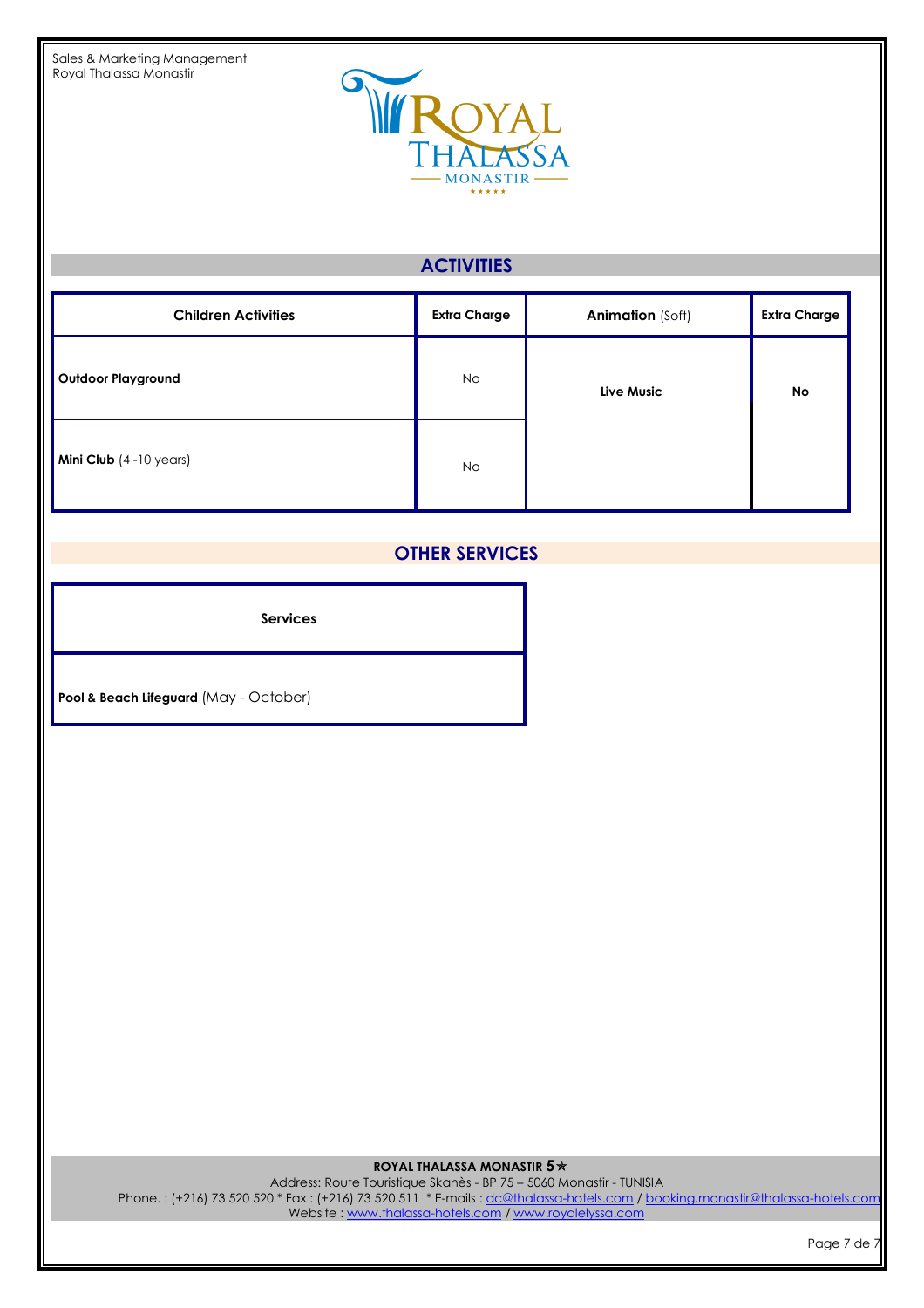## ACTIVITIES

| Children Activities | Extra Charge | Animation (Soft) | Extra Charge |
|---|---|---|---|
| **Outdoor Playground** | No | **Live Music** | **No** |
| **Mini Club** (4 -10 years) | No | | |

## OTHER SERVICES

| Services |
|---|
| |
| **Pool & Beach Lifeguard** (May - October) |

**ROYAL THALASSA MONASTIR 5★**
Address: Route Touristique Skanès - BP 75 – 5060 Monastir - TUNISIA
Phone. : (+216) 73 520 520 * Fax : (+216) 73 520 511 * E-mails : dc@thalassa-hotels.com / booking.monastir@thalassa-hotels.com
Website : www.thalassa-hotels.com / www.royalelyssa.com